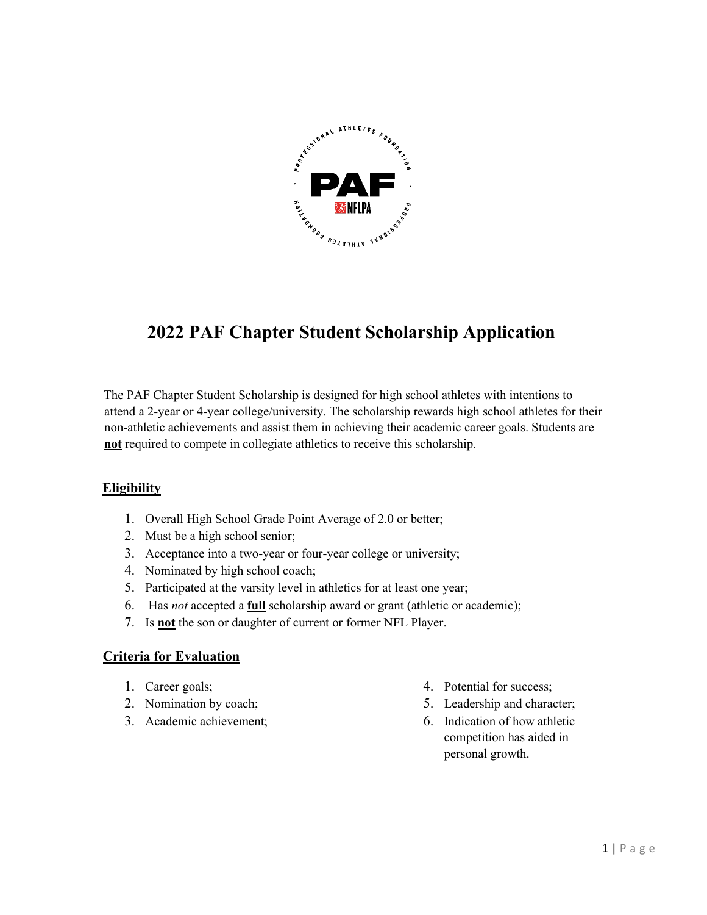# 2022 PAF Chapter Student Scholarship Application

The PAF Chapter Student Scholarship is designed for high school athletes with intentions to attend a 2-year or 4-year college/university. The scholarship rewards high school athletes for their non-athletic achievements and assist them in achieving their academic career goals. Students are **not** required to compete in collegiate athletics to receive this scholarship.

## Eligibility

1. Overall High School Grade Point Average of 2.0 or better;
2. Must be a high school senior;
3. Acceptance into a two-year or four-year college or university;
4. Nominated by high school coach;
5. Participated at the varsity level in athletics for at least one year;
6. Has *not* accepted a **full** scholarship award or grant (athletic or academic);
7. Is **not** the son or daughter of current or former NFL Player.

## Criteria for Evaluation

1. Career goals;
2. Nomination by coach;
3. Academic achievement;
4. Potential for success;
5. Leadership and character;
6. Indication of how athletic competition has aided in personal growth.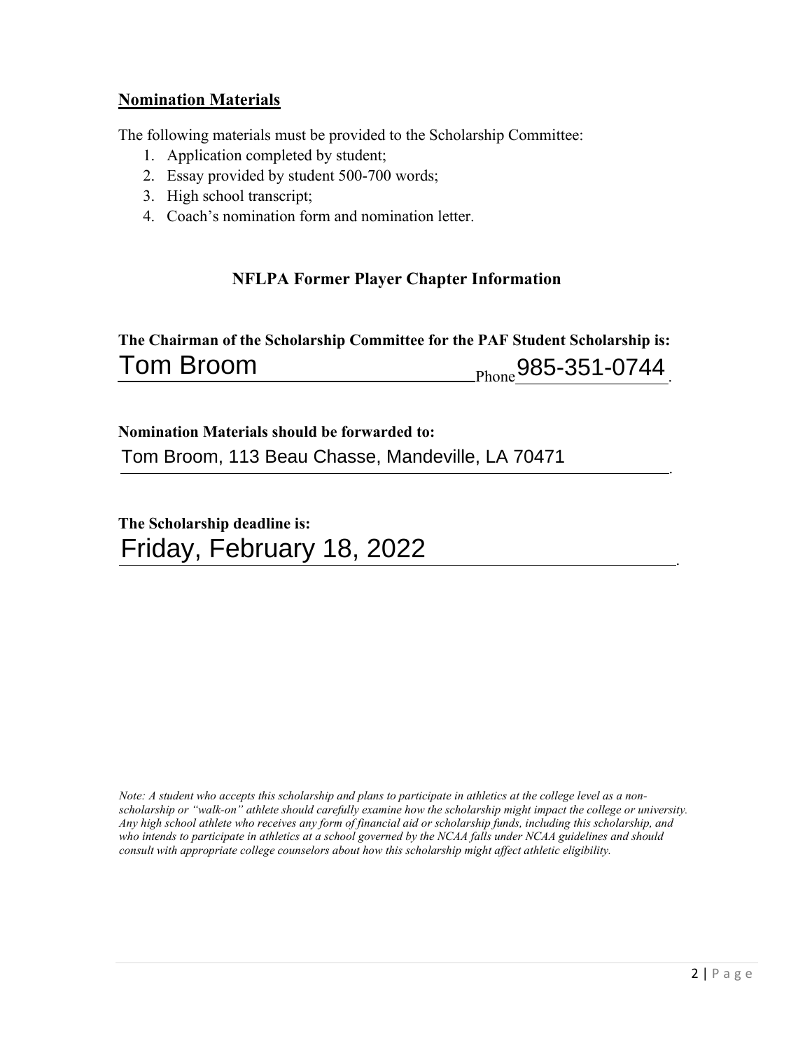## Nomination Materials

The following materials must be provided to the Scholarship Committee:

1. Application completed by student;
2. Essay provided by student 500-700 words;
3. High school transcript;
4. Coach's nomination form and nomination letter.

### NFLPA Former Player Chapter Information

**The Chairman of the Scholarship Committee for the PAF Student Scholarship is:**

Tom Broom Phone 985-351-0744.

**Nomination Materials should be forwarded to:**

Tom Broom, 113 Beau Chasse, Mandeville, LA 70471.

**The Scholarship deadline is:**

Friday, February 18, 2022.

*Note: A student who accepts this scholarship and plans to participate in athletics at the college level as a non-scholarship or "walk-on" athlete should carefully examine how the scholarship might impact the college or university. Any high school athlete who receives any form of financial aid or scholarship funds, including this scholarship, and who intends to participate in athletics at a school governed by the NCAA falls under NCAA guidelines and should consult with appropriate college counselors about how this scholarship might affect athletic eligibility.*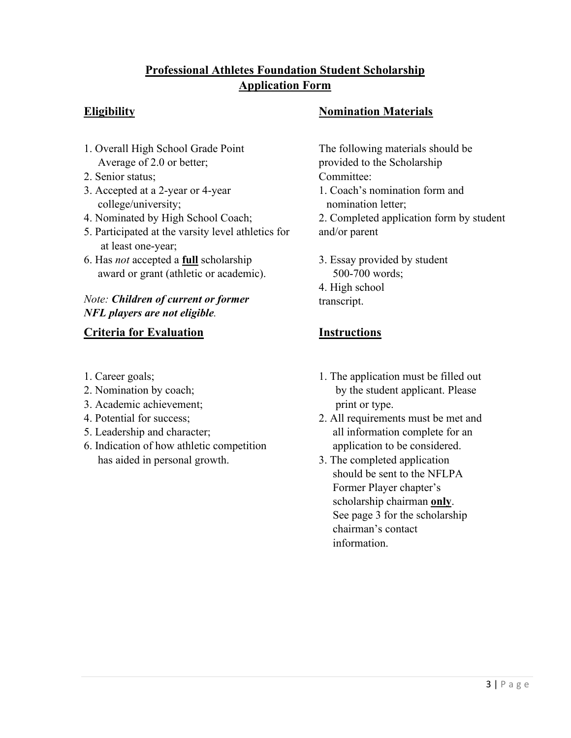# Professional Athletes Foundation Student Scholarship Application Form

## Eligibility

1. Overall High School Grade Point Average of 2.0 or better;
2. Senior status;
3. Accepted at a 2-year or 4-year college/university;
4. Nominated by High School Coach;
5. Participated at the varsity level athletics for at least one-year;
6. Has *not* accepted a **full** scholarship award or grant (athletic or academic).

*Note:* ***Children of current or former NFL players are not eligible.***

## Criteria for Evaluation

1. Career goals;
2. Nomination by coach;
3. Academic achievement;
4. Potential for success;
5. Leadership and character;
6. Indication of how athletic competition has aided in personal growth.

## Nomination Materials

The following materials should be provided to the Scholarship Committee:

1. Coach's nomination form and nomination letter;
2. Completed application form by student and/or parent
3. Essay provided by student 500-700 words;
4. High school transcript.

## Instructions

1. The application must be filled out by the student applicant. Please print or type.
2. All requirements must be met and all information complete for an application to be considered.
3. The completed application should be sent to the NFLPA Former Player chapter's scholarship chairman **only**. See page 3 for the scholarship chairman's contact information.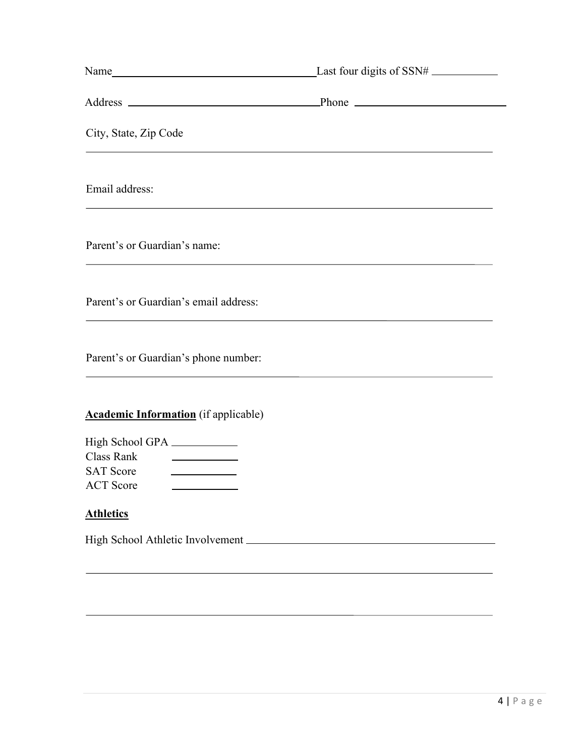Name \_\_\_\_\_\_\_\_\_\_\_\_\_\_\_\_\_\_\_\_\_\_\_\_\_\_\_\_\_\_\_\_\_\_ Last four digits of SSN# \_\_\_\_\_\_\_\_\_\_\_\_

Address \_\_\_\_\_\_\_\_\_\_\_\_\_\_\_\_\_\_\_\_\_\_\_\_\_\_\_\_\_\_\_\_\_\_ Phone \_\_\_\_\_\_\_\_\_\_\_\_\_\_\_\_\_\_\_\_\_\_\_\_\_\_

City, State, Zip Code

\_\_\_\_\_\_\_\_\_\_\_\_\_\_\_\_\_\_\_\_\_\_\_\_\_\_\_\_\_\_\_\_\_\_\_\_\_\_\_\_\_\_\_\_\_\_\_\_\_\_\_\_\_\_\_\_\_\_\_\_\_\_\_\_\_\_\_\_

Email address:

\_\_\_\_\_\_\_\_\_\_\_\_\_\_\_\_\_\_\_\_\_\_\_\_\_\_\_\_\_\_\_\_\_\_\_\_\_\_\_\_\_\_\_\_\_\_\_\_\_\_\_\_\_\_\_\_\_\_\_\_\_\_\_\_\_\_\_\_

Parent's or Guardian's name:

\_\_\_\_\_\_\_\_\_\_\_\_\_\_\_\_\_\_\_\_\_\_\_\_\_\_\_\_\_\_\_\_\_\_\_\_\_\_\_\_\_\_\_\_\_\_\_\_\_\_\_\_\_\_\_\_\_\_\_\_\_\_\_\_\_\_\_\_

Parent's or Guardian's email address:

\_\_\_\_\_\_\_\_\_\_\_\_\_\_\_\_\_\_\_\_\_\_\_\_\_\_\_\_\_\_\_\_\_\_\_\_\_\_\_\_\_\_\_\_\_\_\_\_\_\_\_\_\_\_\_\_\_\_\_\_\_\_\_\_\_\_\_\_

Parent's or Guardian's phone number:

\_\_\_\_\_\_\_\_\_\_\_\_\_\_\_\_\_\_\_\_\_\_\_\_\_\_\_\_\_\_\_\_\_\_\_\_\_\_\_\_\_\_\_\_\_\_\_\_\_\_\_\_\_\_\_\_\_\_\_\_\_\_\_\_\_\_\_\_

**Academic Information** (if applicable)

High School GPA \_\_\_\_\_\_\_\_\_\_\_\_
Class Rank \_\_\_\_\_\_\_\_\_\_\_\_
SAT Score \_\_\_\_\_\_\_\_\_\_\_\_
ACT Score \_\_\_\_\_\_\_\_\_\_\_\_

**Athletics**

High School Athletic Involvement \_\_\_\_\_\_\_\_\_\_\_\_\_\_\_\_\_\_\_\_\_\_\_\_\_\_\_\_\_\_\_\_\_\_\_\_\_\_\_\_\_\_

\_\_\_\_\_\_\_\_\_\_\_\_\_\_\_\_\_\_\_\_\_\_\_\_\_\_\_\_\_\_\_\_\_\_\_\_\_\_\_\_\_\_\_\_\_\_\_\_\_\_\_\_\_\_\_\_\_\_\_\_\_\_\_\_\_\_\_\_

\_\_\_\_\_\_\_\_\_\_\_\_\_\_\_\_\_\_\_\_\_\_\_\_\_\_\_\_\_\_\_\_\_\_\_\_\_\_\_\_\_\_\_\_\_\_\_\_\_\_\_\_\_\_\_\_\_\_\_\_\_\_\_\_\_\_\_\_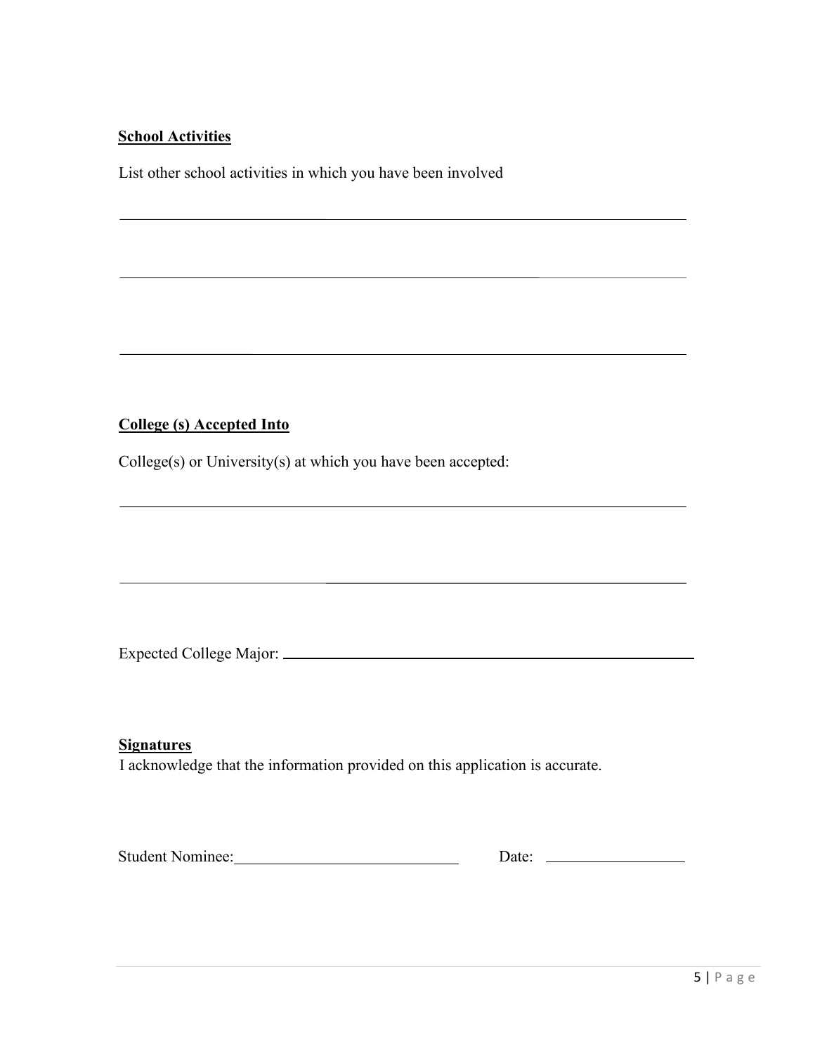**School Activities**

List other school activities in which you have been involved

\_\_\_\_\_\_\_\_\_\_\_\_\_\_\_\_\_\_\_\_\_\_\_\_\_\_\_\_\_\_\_\_\_\_\_\_\_\_\_\_\_\_\_\_\_\_\_\_\_\_\_\_\_\_\_\_\_\_\_\_\_\_\_\_\_\_\_\_\_\_

\_\_\_\_\_\_\_\_\_\_\_\_\_\_\_\_\_\_\_\_\_\_\_\_\_\_\_\_\_\_\_\_\_\_\_\_\_\_\_\_\_\_\_\_\_\_\_\_\_\_\_\_\_\_\_\_\_\_\_\_\_\_\_\_\_\_\_\_\_\_

\_\_\_\_\_\_\_\_\_\_\_\_\_\_\_\_\_\_\_\_\_\_\_\_\_\_\_\_\_\_\_\_\_\_\_\_\_\_\_\_\_\_\_\_\_\_\_\_\_\_\_\_\_\_\_\_\_\_\_\_\_\_\_\_\_\_\_\_\_\_

**College (s) Accepted Into**

College(s) or University(s) at which you have been accepted:

\_\_\_\_\_\_\_\_\_\_\_\_\_\_\_\_\_\_\_\_\_\_\_\_\_\_\_\_\_\_\_\_\_\_\_\_\_\_\_\_\_\_\_\_\_\_\_\_\_\_\_\_\_\_\_\_\_\_\_\_\_\_\_\_\_\_\_\_\_\_

\_\_\_\_\_\_\_\_\_\_\_\_\_\_\_\_\_\_\_\_\_\_\_\_\_\_\_\_\_\_\_\_\_\_\_\_\_\_\_\_\_\_\_\_\_\_\_\_\_\_\_\_\_\_\_\_\_\_\_\_\_\_\_\_\_\_\_\_\_\_

Expected College Major: \_\_\_\_\_\_\_\_\_\_\_\_\_\_\_\_\_\_\_\_\_\_\_\_\_\_\_\_\_\_\_\_\_\_\_\_\_\_\_\_\_\_\_\_\_\_\_\_\_\_

**Signatures**

I acknowledge that the information provided on this application is accurate.

Student Nominee: \_\_\_\_\_\_\_\_\_\_\_\_\_\_\_\_\_\_\_\_\_\_\_\_\_\_\_\_\_\_ Date: \_\_\_\_\_\_\_\_\_\_\_\_\_\_\_\_\_\_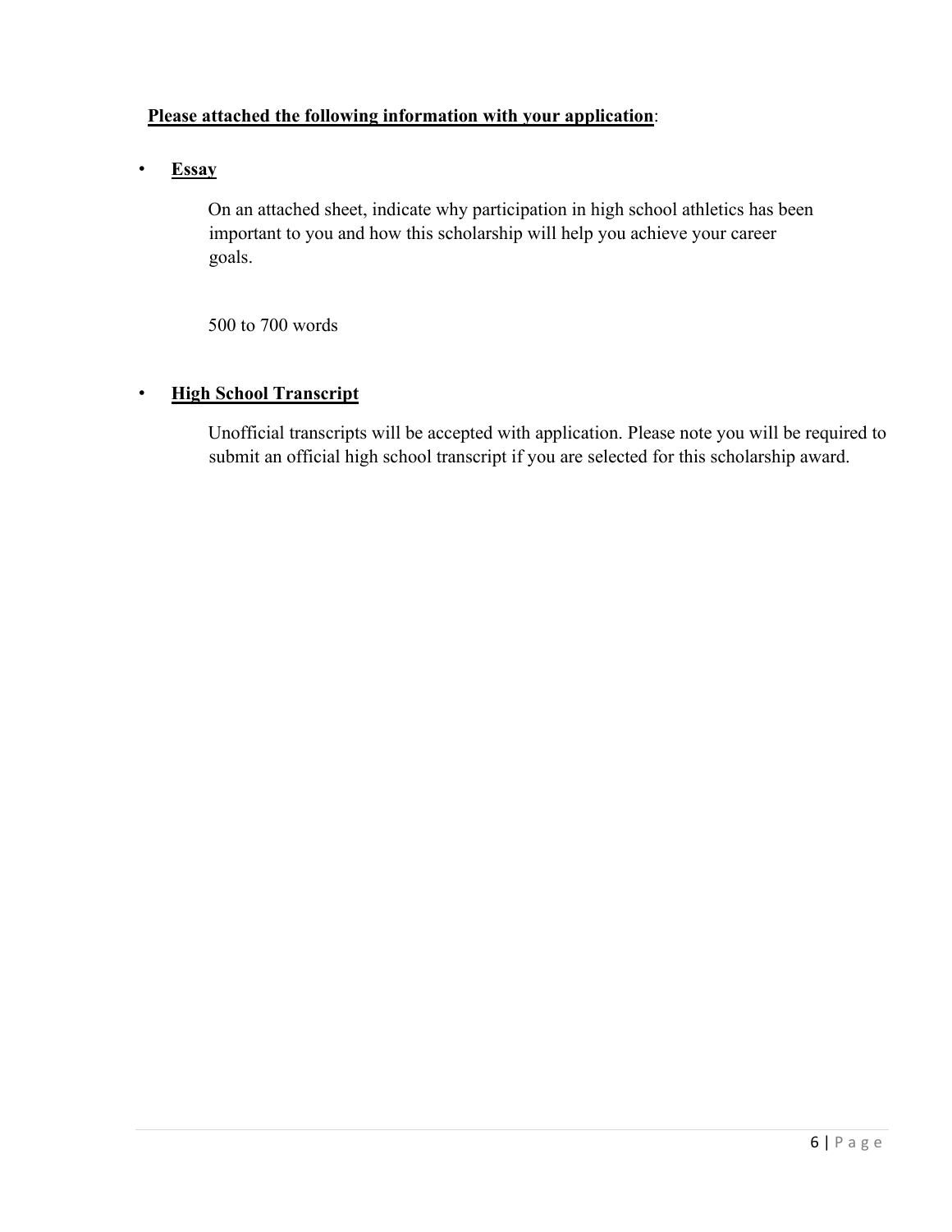**<u>Please attached the following information with your application</u>**:

- **<u>Essay</u>**

  On an attached sheet, indicate why participation in high school athletics has been important to you and how this scholarship will help you achieve your career goals.

  500 to 700 words

- **<u>High School Transcript</u>**

  Unofficial transcripts will be accepted with application. Please note you will be required to submit an official high school transcript if you are selected for this scholarship award.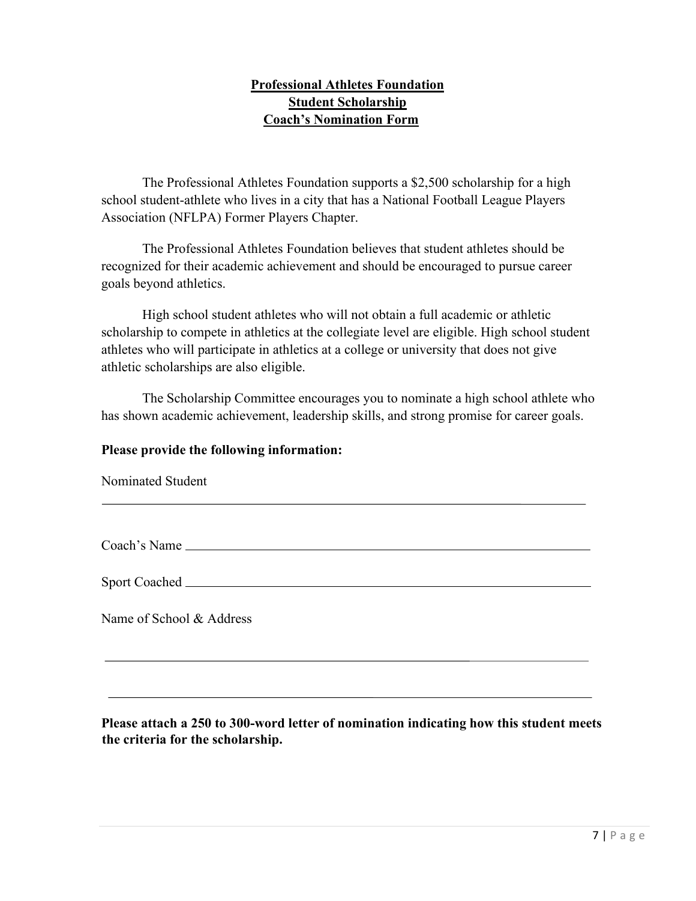**Professional Athletes Foundation**
**Student Scholarship**
**Coach's Nomination Form**

The Professional Athletes Foundation supports a $2,500 scholarship for a high school student-athlete who lives in a city that has a National Football League Players Association (NFLPA) Former Players Chapter.

The Professional Athletes Foundation believes that student athletes should be recognized for their academic achievement and should be encouraged to pursue career goals beyond athletics.

High school student athletes who will not obtain a full academic or athletic scholarship to compete in athletics at the collegiate level are eligible. High school student athletes who will participate in athletics at a college or university that does not give athletic scholarships are also eligible.

The Scholarship Committee encourages you to nominate a high school athlete who has shown academic achievement, leadership skills, and strong promise for career goals.

**Please provide the following information:**

Nominated Student

______________________________________________________________

Coach's Name ______________________________________________________

Sport Coached ______________________________________________________

Name of School & Address

______________________________________________________________

______________________________________________________________

**Please attach a 250 to 300-word letter of nomination indicating how this student meets the criteria for the scholarship.**